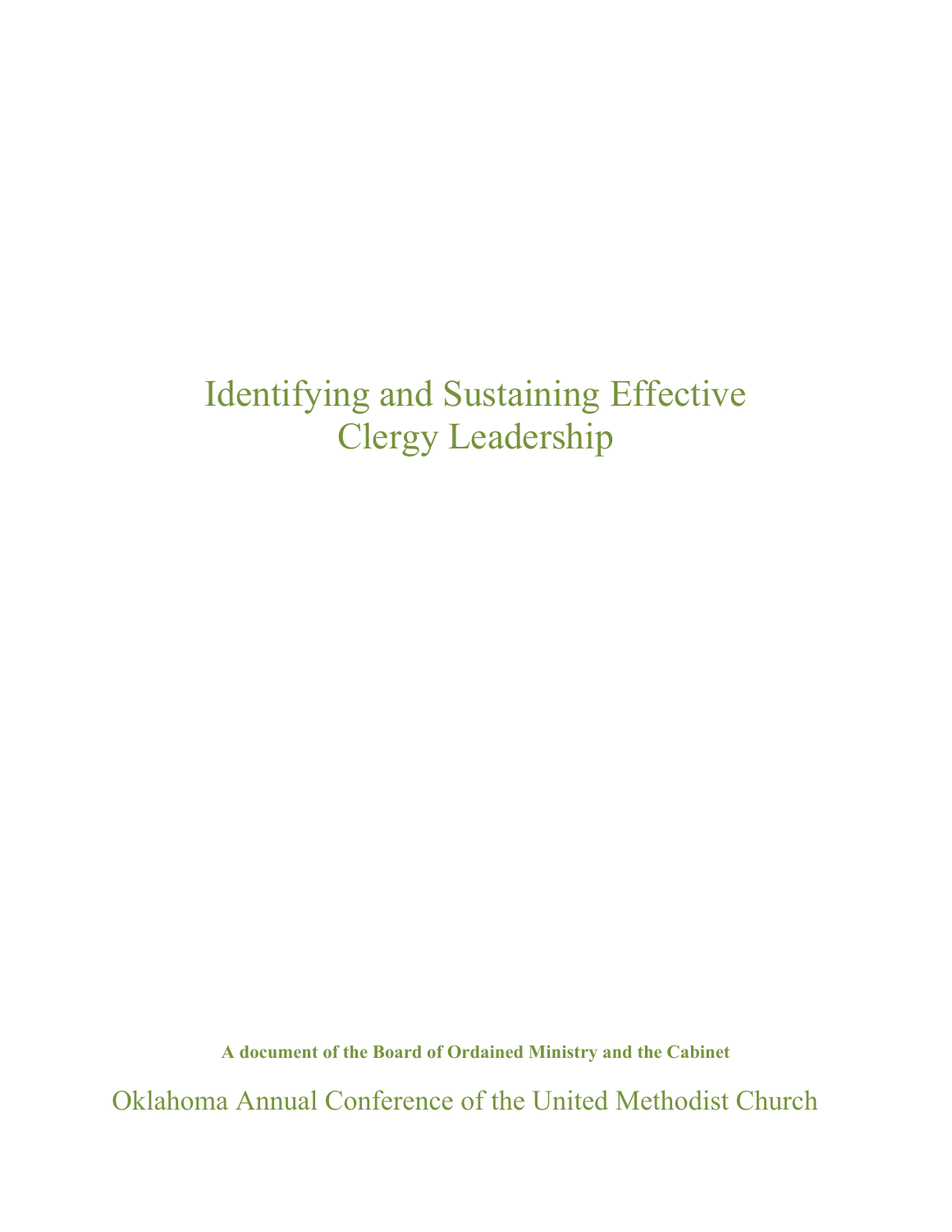# Identifying and Sustaining Effective Clergy Leadership

**A document of the Board of Ordained Ministry and the Cabinet**

Oklahoma Annual Conference of the United Methodist Church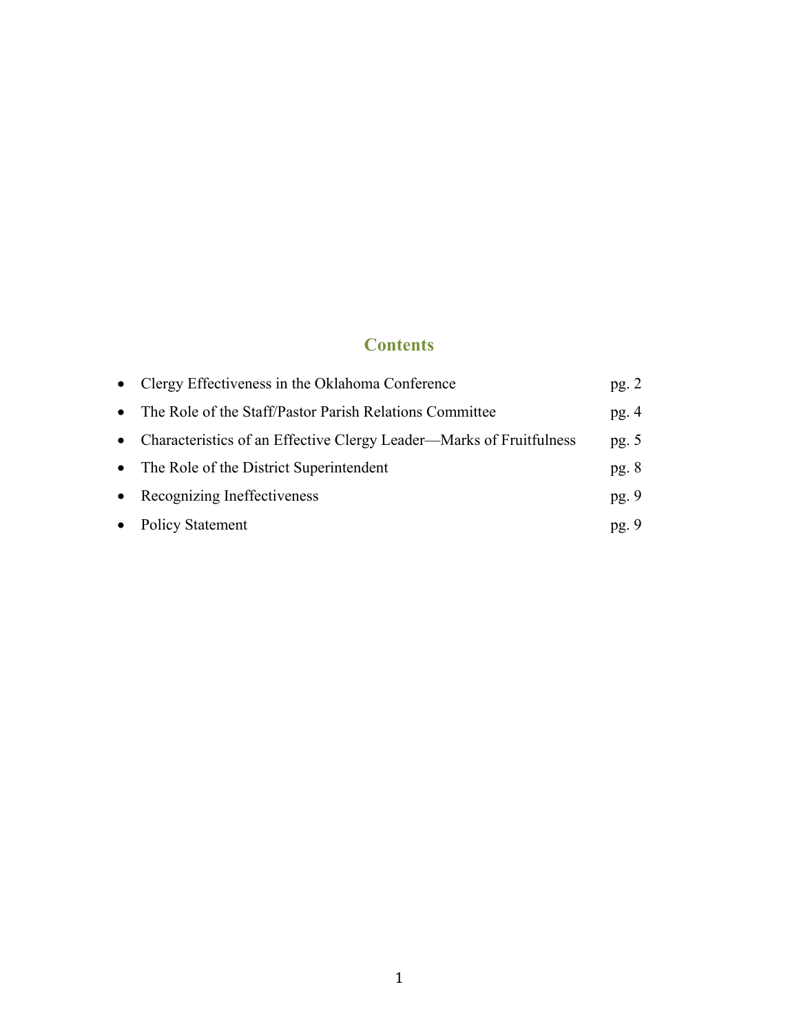## Contents

- Clergy Effectiveness in the Oklahoma Conference pg. 2
- The Role of the Staff/Pastor Parish Relations Committee pg. 4
- Characteristics of an Effective Clergy Leader—Marks of Fruitfulness pg. 5
- The Role of the District Superintendent pg. 8
- Recognizing Ineffectiveness pg. 9
- Policy Statement pg. 9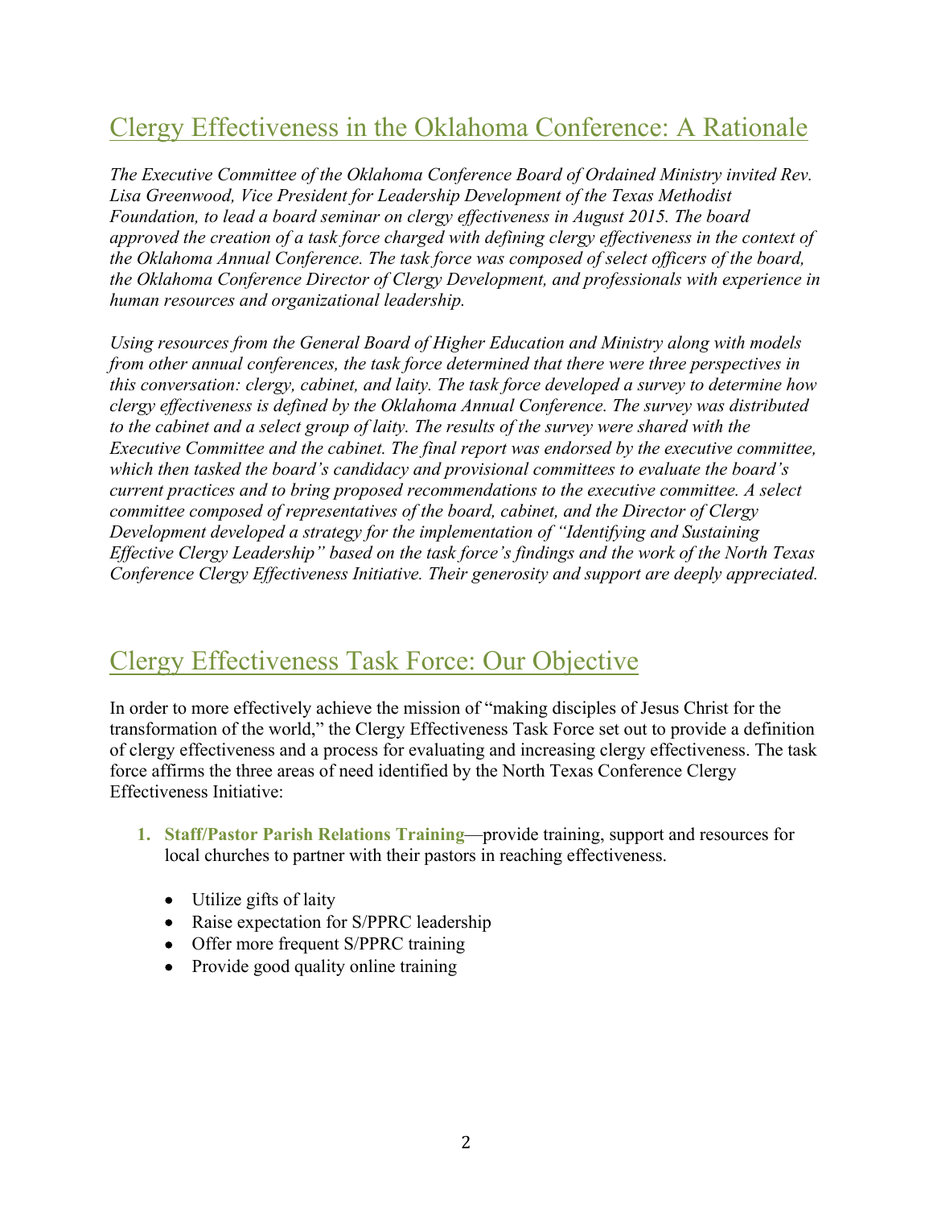## Clergy Effectiveness in the Oklahoma Conference: A Rationale

*The Executive Committee of the Oklahoma Conference Board of Ordained Ministry invited Rev. Lisa Greenwood, Vice President for Leadership Development of the Texas Methodist Foundation, to lead a board seminar on clergy effectiveness in August 2015. The board approved the creation of a task force charged with defining clergy effectiveness in the context of the Oklahoma Annual Conference. The task force was composed of select officers of the board, the Oklahoma Conference Director of Clergy Development, and professionals with experience in human resources and organizational leadership.*

*Using resources from the General Board of Higher Education and Ministry along with models from other annual conferences, the task force determined that there were three perspectives in this conversation: clergy, cabinet, and laity. The task force developed a survey to determine how clergy effectiveness is defined by the Oklahoma Annual Conference. The survey was distributed to the cabinet and a select group of laity. The results of the survey were shared with the Executive Committee and the cabinet. The final report was endorsed by the executive committee, which then tasked the board's candidacy and provisional committees to evaluate the board's current practices and to bring proposed recommendations to the executive committee. A select committee composed of representatives of the board, cabinet, and the Director of Clergy Development developed a strategy for the implementation of "Identifying and Sustaining Effective Clergy Leadership" based on the task force's findings and the work of the North Texas Conference Clergy Effectiveness Initiative. Their generosity and support are deeply appreciated.*

## Clergy Effectiveness Task Force: Our Objective

In order to more effectively achieve the mission of "making disciples of Jesus Christ for the transformation of the world," the Clergy Effectiveness Task Force set out to provide a definition of clergy effectiveness and a process for evaluating and increasing clergy effectiveness. The task force affirms the three areas of need identified by the North Texas Conference Clergy Effectiveness Initiative:

1. **Staff/Pastor Parish Relations Training**—provide training, support and resources for local churches to partner with their pastors in reaching effectiveness.
    - Utilize gifts of laity
    - Raise expectation for S/PPRC leadership
    - Offer more frequent S/PPRC training
    - Provide good quality online training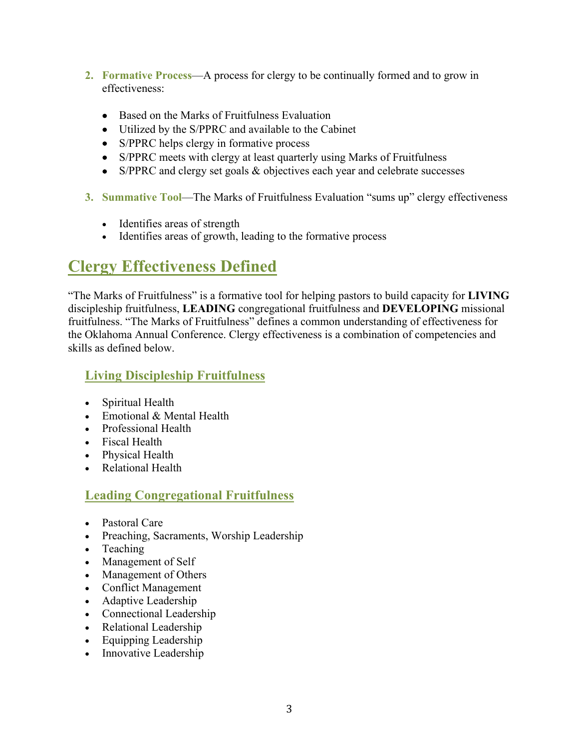2. **Formative Process**—A process for clergy to be continually formed and to grow in effectiveness:

    - Based on the Marks of Fruitfulness Evaluation
    - Utilized by the S/PPRC and available to the Cabinet
    - S/PPRC helps clergy in formative process
    - S/PPRC meets with clergy at least quarterly using Marks of Fruitfulness
    - S/PPRC and clergy set goals & objectives each year and celebrate successes

3. **Summative Tool**—The Marks of Fruitfulness Evaluation "sums up" clergy effectiveness

    - Identifies areas of strength
    - Identifies areas of growth, leading to the formative process

## Clergy Effectiveness Defined

"The Marks of Fruitfulness" is a formative tool for helping pastors to build capacity for **LIVING** discipleship fruitfulness, **LEADING** congregational fruitfulness and **DEVELOPING** missional fruitfulness. "The Marks of Fruitfulness" defines a common understanding of effectiveness for the Oklahoma Annual Conference. Clergy effectiveness is a combination of competencies and skills as defined below.

### Living Discipleship Fruitfulness

- Spiritual Health
- Emotional & Mental Health
- Professional Health
- Fiscal Health
- Physical Health
- Relational Health

### Leading Congregational Fruitfulness

- Pastoral Care
- Preaching, Sacraments, Worship Leadership
- Teaching
- Management of Self
- Management of Others
- Conflict Management
- Adaptive Leadership
- Connectional Leadership
- Relational Leadership
- Equipping Leadership
- Innovative Leadership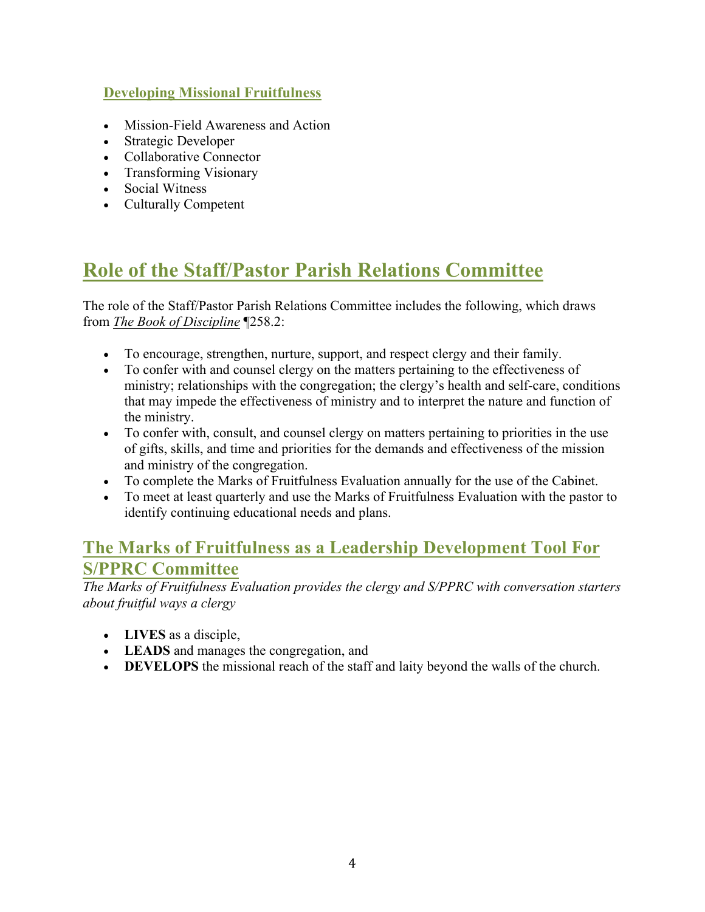### Developing Missional Fruitfulness

- Mission-Field Awareness and Action
- Strategic Developer
- Collaborative Connector
- Transforming Visionary
- Social Witness
- Culturally Competent

# Role of the Staff/Pastor Parish Relations Committee

The role of the Staff/Pastor Parish Relations Committee includes the following, which draws from *The Book of Discipline* ¶258.2:

- To encourage, strengthen, nurture, support, and respect clergy and their family.
- To confer with and counsel clergy on the matters pertaining to the effectiveness of ministry; relationships with the congregation; the clergy's health and self-care, conditions that may impede the effectiveness of ministry and to interpret the nature and function of the ministry.
- To confer with, consult, and counsel clergy on matters pertaining to priorities in the use of gifts, skills, and time and priorities for the demands and effectiveness of the mission and ministry of the congregation.
- To complete the Marks of Fruitfulness Evaluation annually for the use of the Cabinet.
- To meet at least quarterly and use the Marks of Fruitfulness Evaluation with the pastor to identify continuing educational needs and plans.

## The Marks of Fruitfulness as a Leadership Development Tool For S/PPRC Committee

*The Marks of Fruitfulness Evaluation provides the clergy and S/PPRC with conversation starters about fruitful ways a clergy*

- **LIVES** as a disciple,
- **LEADS** and manages the congregation, and
- **DEVELOPS** the missional reach of the staff and laity beyond the walls of the church.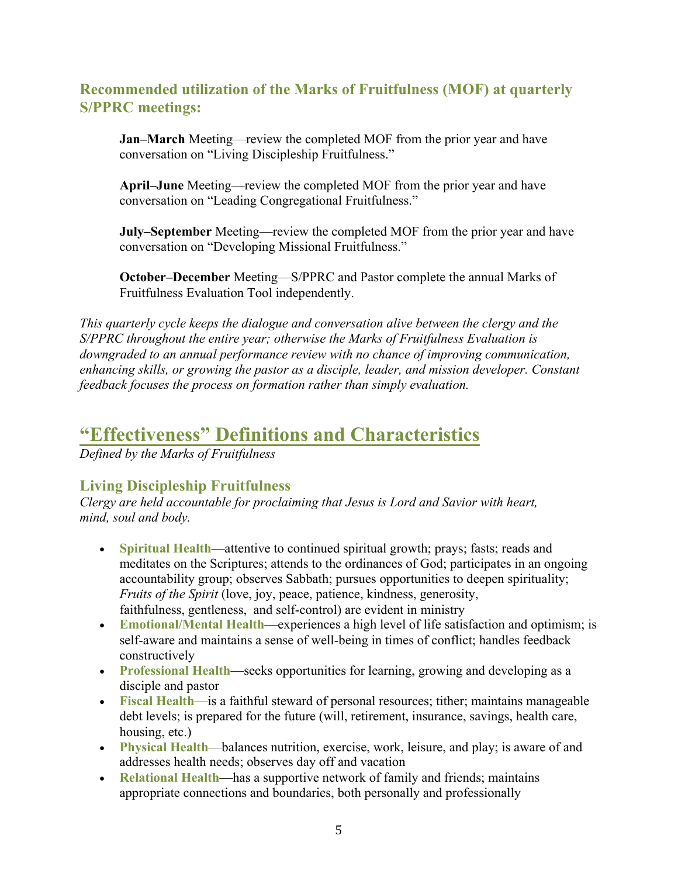### Recommended utilization of the Marks of Fruitfulness (MOF) at quarterly S/PPRC meetings:

**Jan–March** Meeting—review the completed MOF from the prior year and have conversation on "Living Discipleship Fruitfulness."

**April–June** Meeting—review the completed MOF from the prior year and have conversation on "Leading Congregational Fruitfulness."

**July–September** Meeting—review the completed MOF from the prior year and have conversation on "Developing Missional Fruitfulness."

**October–December** Meeting—S/PPRC and Pastor complete the annual Marks of Fruitfulness Evaluation Tool independently.

*This quarterly cycle keeps the dialogue and conversation alive between the clergy and the S/PPRC throughout the entire year; otherwise the Marks of Fruitfulness Evaluation is downgraded to an annual performance review with no chance of improving communication, enhancing skills, or growing the pastor as a disciple, leader, and mission developer. Constant feedback focuses the process on formation rather than simply evaluation.*

## "Effectiveness" Definitions and Characteristics

*Defined by the Marks of Fruitfulness*

### Living Discipleship Fruitfulness

*Clergy are held accountable for proclaiming that Jesus is Lord and Savior with heart, mind, soul and body.*

- **Spiritual Health**—attentive to continued spiritual growth; prays; fasts; reads and meditates on the Scriptures; attends to the ordinances of God; participates in an ongoing accountability group; observes Sabbath; pursues opportunities to deepen spirituality; *Fruits of the Spirit* (love, joy, peace, patience, kindness, generosity, faithfulness, gentleness, and self-control) are evident in ministry
- **Emotional/Mental Health**—experiences a high level of life satisfaction and optimism; is self-aware and maintains a sense of well-being in times of conflict; handles feedback constructively
- **Professional Health**—seeks opportunities for learning, growing and developing as a disciple and pastor
- **Fiscal Health**—is a faithful steward of personal resources; tither; maintains manageable debt levels; is prepared for the future (will, retirement, insurance, savings, health care, housing, etc.)
- **Physical Health**—balances nutrition, exercise, work, leisure, and play; is aware of and addresses health needs; observes day off and vacation
- **Relational Health**—has a supportive network of family and friends; maintains appropriate connections and boundaries, both personally and professionally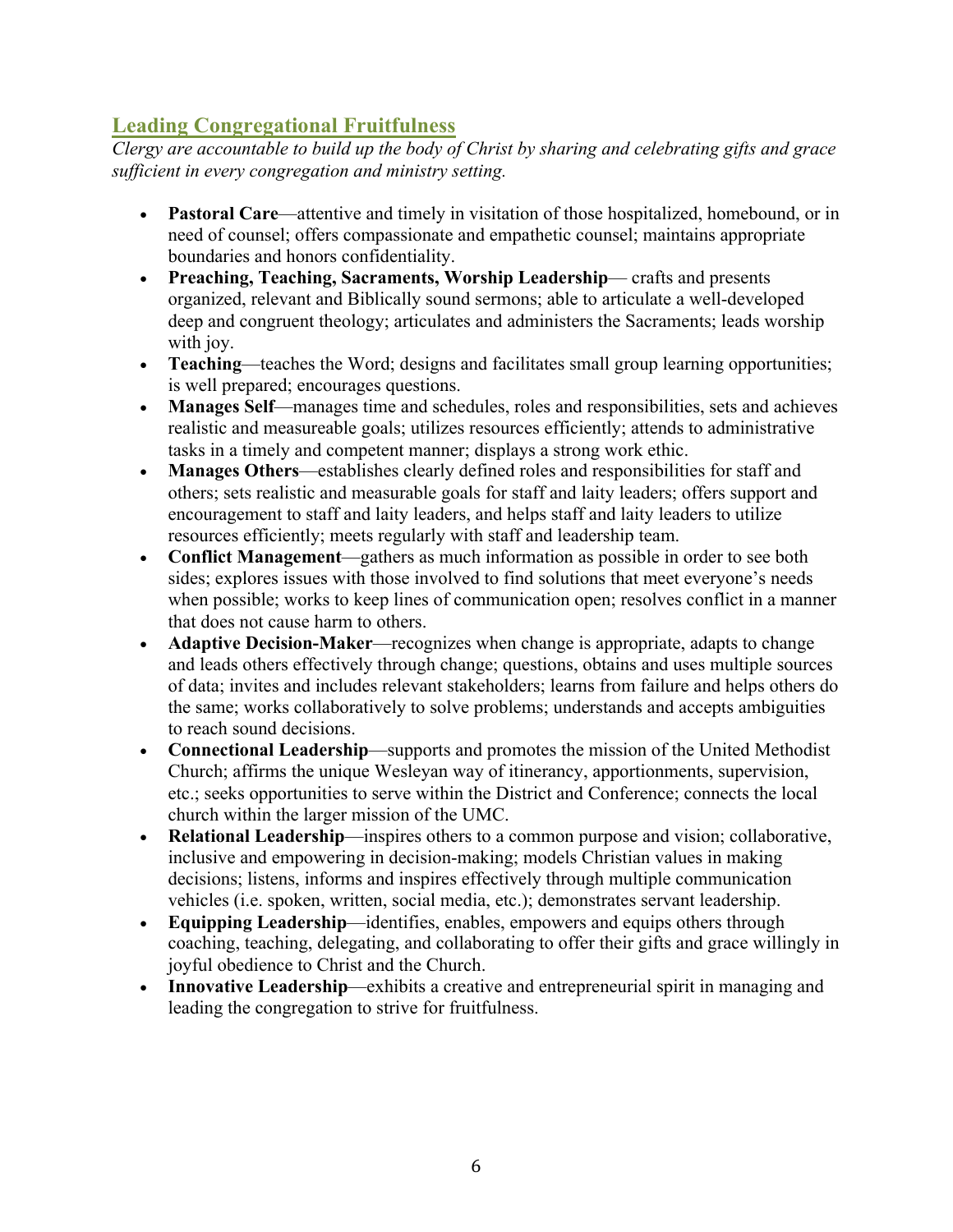## Leading Congregational Fruitfulness

*Clergy are accountable to build up the body of Christ by sharing and celebrating gifts and grace sufficient in every congregation and ministry setting.*

- **Pastoral Care**—attentive and timely in visitation of those hospitalized, homebound, or in need of counsel; offers compassionate and empathetic counsel; maintains appropriate boundaries and honors confidentiality.
- **Preaching, Teaching, Sacraments, Worship Leadership**— crafts and presents organized, relevant and Biblically sound sermons; able to articulate a well-developed deep and congruent theology; articulates and administers the Sacraments; leads worship with joy.
- **Teaching**—teaches the Word; designs and facilitates small group learning opportunities; is well prepared; encourages questions.
- **Manages Self**—manages time and schedules, roles and responsibilities, sets and achieves realistic and measureable goals; utilizes resources efficiently; attends to administrative tasks in a timely and competent manner; displays a strong work ethic.
- **Manages Others**—establishes clearly defined roles and responsibilities for staff and others; sets realistic and measurable goals for staff and laity leaders; offers support and encouragement to staff and laity leaders, and helps staff and laity leaders to utilize resources efficiently; meets regularly with staff and leadership team.
- **Conflict Management**—gathers as much information as possible in order to see both sides; explores issues with those involved to find solutions that meet everyone's needs when possible; works to keep lines of communication open; resolves conflict in a manner that does not cause harm to others.
- **Adaptive Decision-Maker**—recognizes when change is appropriate, adapts to change and leads others effectively through change; questions, obtains and uses multiple sources of data; invites and includes relevant stakeholders; learns from failure and helps others do the same; works collaboratively to solve problems; understands and accepts ambiguities to reach sound decisions.
- **Connectional Leadership**—supports and promotes the mission of the United Methodist Church; affirms the unique Wesleyan way of itinerancy, apportionments, supervision, etc.; seeks opportunities to serve within the District and Conference; connects the local church within the larger mission of the UMC.
- **Relational Leadership**—inspires others to a common purpose and vision; collaborative, inclusive and empowering in decision-making; models Christian values in making decisions; listens, informs and inspires effectively through multiple communication vehicles (i.e. spoken, written, social media, etc.); demonstrates servant leadership.
- **Equipping Leadership**—identifies, enables, empowers and equips others through coaching, teaching, delegating, and collaborating to offer their gifts and grace willingly in joyful obedience to Christ and the Church.
- **Innovative Leadership**—exhibits a creative and entrepreneurial spirit in managing and leading the congregation to strive for fruitfulness.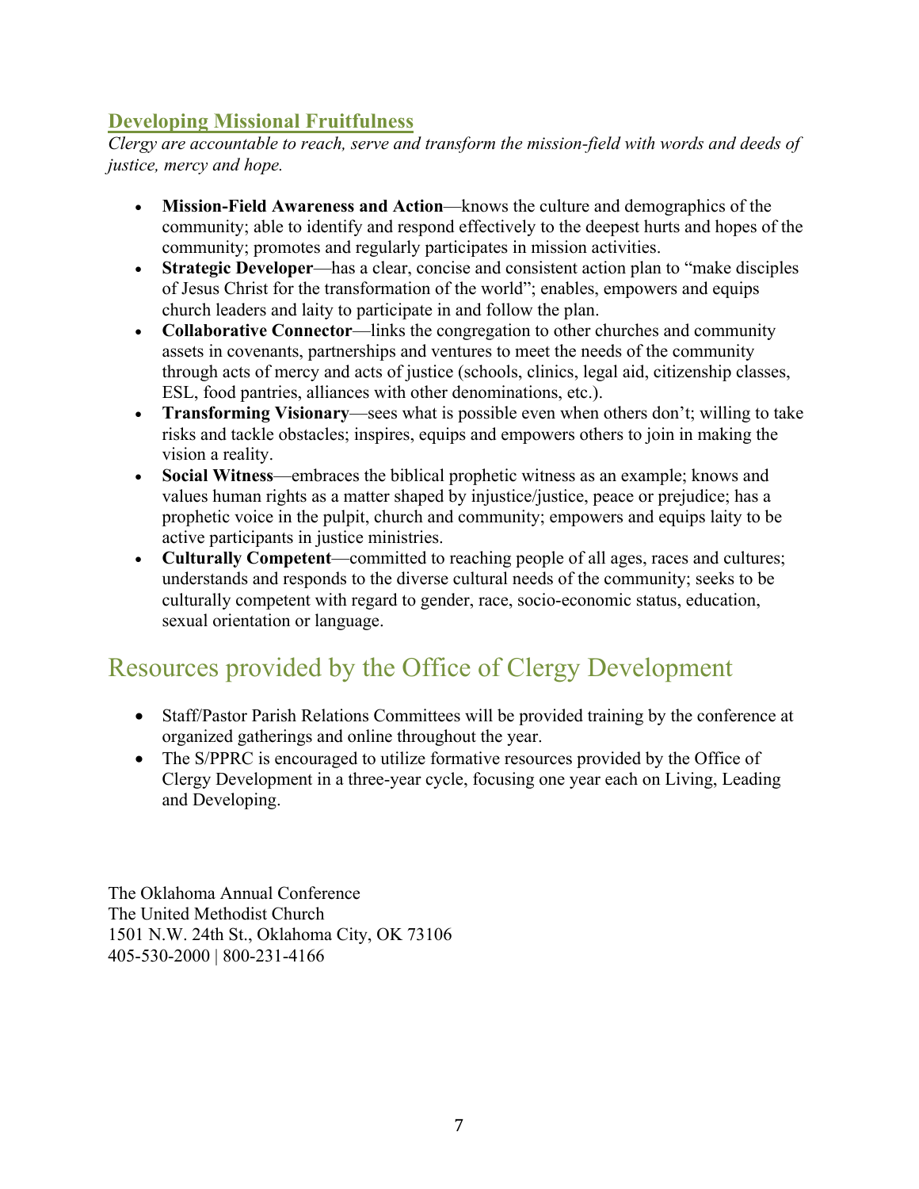## Developing Missional Fruitfulness

*Clergy are accountable to reach, serve and transform the mission-field with words and deeds of justice, mercy and hope.*

- **Mission-Field Awareness and Action**—knows the culture and demographics of the community; able to identify and respond effectively to the deepest hurts and hopes of the community; promotes and regularly participates in mission activities.
- **Strategic Developer**—has a clear, concise and consistent action plan to "make disciples of Jesus Christ for the transformation of the world"; enables, empowers and equips church leaders and laity to participate in and follow the plan.
- **Collaborative Connector**—links the congregation to other churches and community assets in covenants, partnerships and ventures to meet the needs of the community through acts of mercy and acts of justice (schools, clinics, legal aid, citizenship classes, ESL, food pantries, alliances with other denominations, etc.).
- **Transforming Visionary**—sees what is possible even when others don't; willing to take risks and tackle obstacles; inspires, equips and empowers others to join in making the vision a reality.
- **Social Witness**—embraces the biblical prophetic witness as an example; knows and values human rights as a matter shaped by injustice/justice, peace or prejudice; has a prophetic voice in the pulpit, church and community; empowers and equips laity to be active participants in justice ministries.
- **Culturally Competent**—committed to reaching people of all ages, races and cultures; understands and responds to the diverse cultural needs of the community; seeks to be culturally competent with regard to gender, race, socio-economic status, education, sexual orientation or language.

# Resources provided by the Office of Clergy Development

- Staff/Pastor Parish Relations Committees will be provided training by the conference at organized gatherings and online throughout the year.
- The S/PPRC is encouraged to utilize formative resources provided by the Office of Clergy Development in a three-year cycle, focusing one year each on Living, Leading and Developing.

The Oklahoma Annual Conference
The United Methodist Church
1501 N.W. 24th St., Oklahoma City, OK 73106
405-530-2000 | 800-231-4166